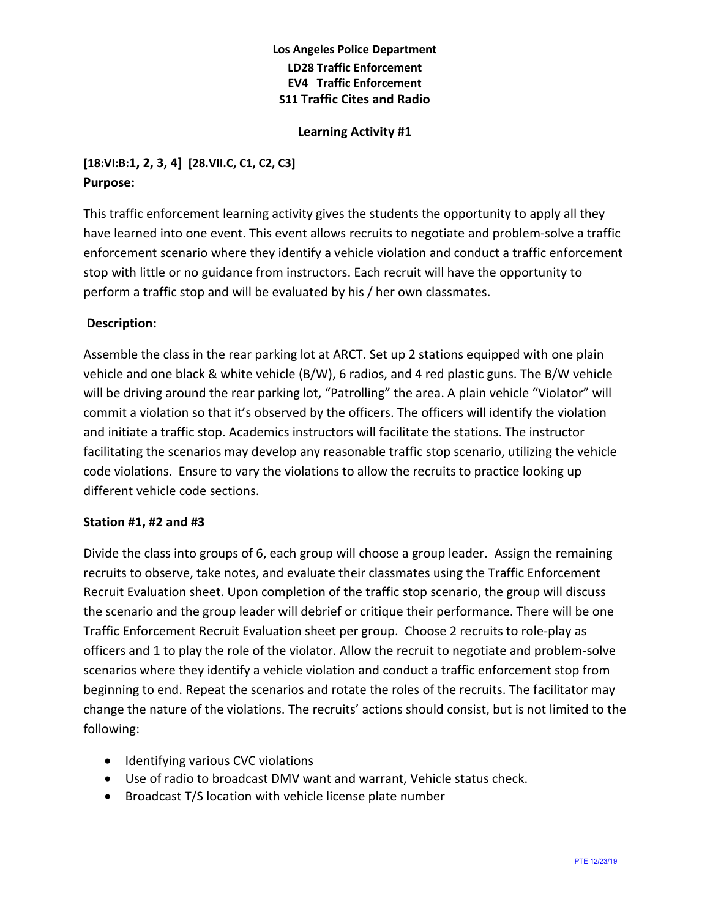**Los Angeles Police Department**

**LD28 Traffic Enforcement**

**EV4 Traffic Enforcement**

**S11 Traffic Cites and Radio**

**Learning Activity #1**

**[18:VI:B:1, 2, 3, 4] [28.VII.C, C1, C2, C3]**

**Purpose:**

This traffic enforcement learning activity gives the students the opportunity to apply all they have learned into one event. This event allows recruits to negotiate and problem-solve a traffic enforcement scenario where they identify a vehicle violation and conduct a traffic enforcement stop with little or no guidance from instructors. Each recruit will have the opportunity to perform a traffic stop and will be evaluated by his / her own classmates.

**Description:**

Assemble the class in the rear parking lot at ARCT. Set up 2 stations equipped with one plain vehicle and one black & white vehicle (B/W), 6 radios, and 4 red plastic guns. The B/W vehicle will be driving around the rear parking lot, "Patrolling" the area. A plain vehicle "Violator" will commit a violation so that it's observed by the officers. The officers will identify the violation and initiate a traffic stop. Academics instructors will facilitate the stations. The instructor facilitating the scenarios may develop any reasonable traffic stop scenario, utilizing the vehicle code violations. Ensure to vary the violations to allow the recruits to practice looking up different vehicle code sections.

**Station #1, #2 and #3**

Divide the class into groups of 6, each group will choose a group leader. Assign the remaining recruits to observe, take notes, and evaluate their classmates using the Traffic Enforcement Recruit Evaluation sheet. Upon completion of the traffic stop scenario, the group will discuss the scenario and the group leader will debrief or critique their performance. There will be one Traffic Enforcement Recruit Evaluation sheet per group. Choose 2 recruits to role-play as officers and 1 to play the role of the violator. Allow the recruit to negotiate and problem-solve scenarios where they identify a vehicle violation and conduct a traffic enforcement stop from beginning to end. Repeat the scenarios and rotate the roles of the recruits. The facilitator may change the nature of the violations. The recruits' actions should consist, but is not limited to the following:

- Identifying various CVC violations
- Use of radio to broadcast DMV want and warrant, Vehicle status check.
- Broadcast T/S location with vehicle license plate number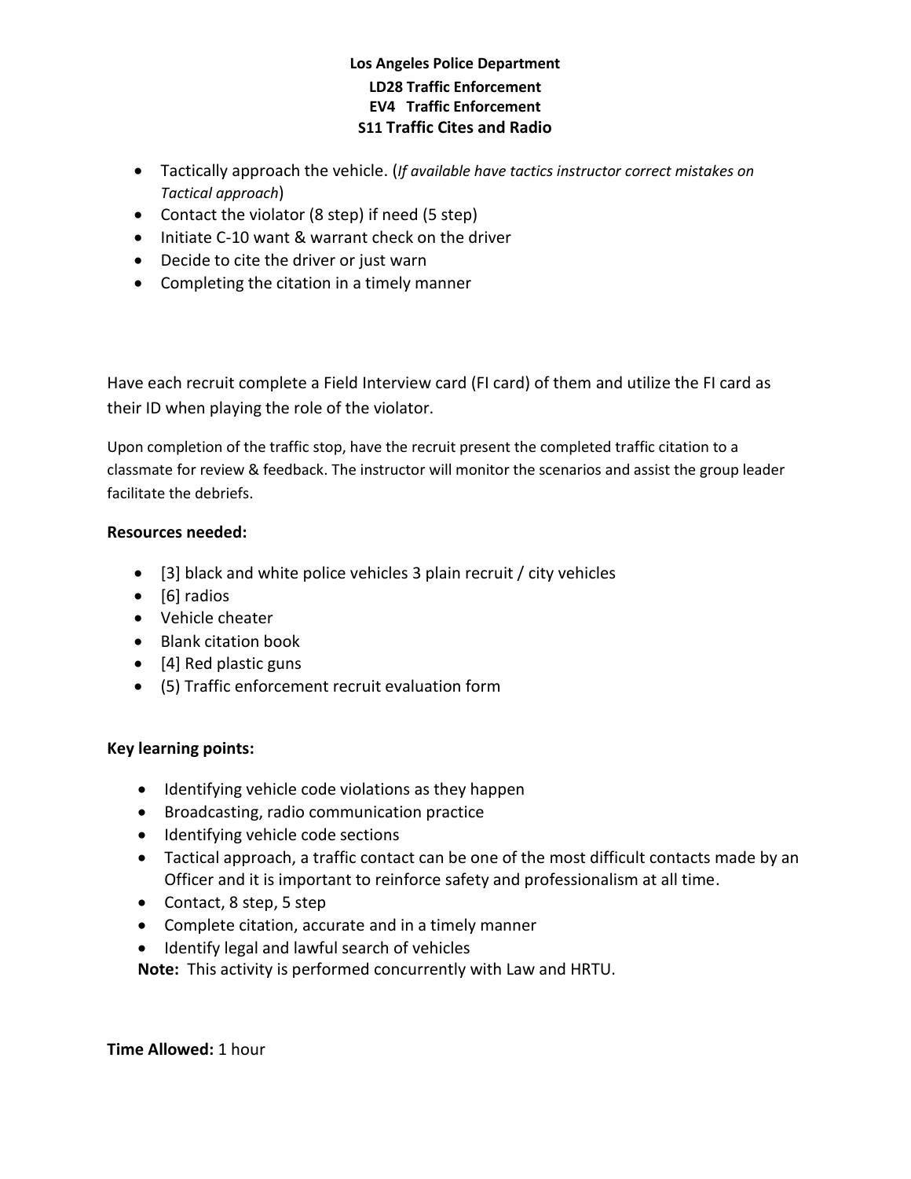**Los Angeles Police Department**
**LD28 Traffic Enforcement**
**EV4 Traffic Enforcement**
**S11 Traffic Cites and Radio**

- Tactically approach the vehicle. (*If available have tactics instructor correct mistakes on Tactical approach*)
- Contact the violator (8 step) if need (5 step)
- Initiate C-10 want & warrant check on the driver
- Decide to cite the driver or just warn
- Completing the citation in a timely manner

Have each recruit complete a Field Interview card (FI card) of them and utilize the FI card as their ID when playing the role of the violator.

Upon completion of the traffic stop, have the recruit present the completed traffic citation to a classmate for review & feedback. The instructor will monitor the scenarios and assist the group leader facilitate the debriefs.

**Resources needed:**

- [3] black and white police vehicles 3 plain recruit / city vehicles
- [6] radios
- Vehicle cheater
- Blank citation book
- [4] Red plastic guns
- (5) Traffic enforcement recruit evaluation form

**Key learning points:**

- Identifying vehicle code violations as they happen
- Broadcasting, radio communication practice
- Identifying vehicle code sections
- Tactical approach, a traffic contact can be one of the most difficult contacts made by an Officer and it is important to reinforce safety and professionalism at all time.
- Contact, 8 step, 5 step
- Complete citation, accurate and in a timely manner
- Identify legal and lawful search of vehicles

**Note:** This activity is performed concurrently with Law and HRTU.

**Time Allowed:** 1 hour